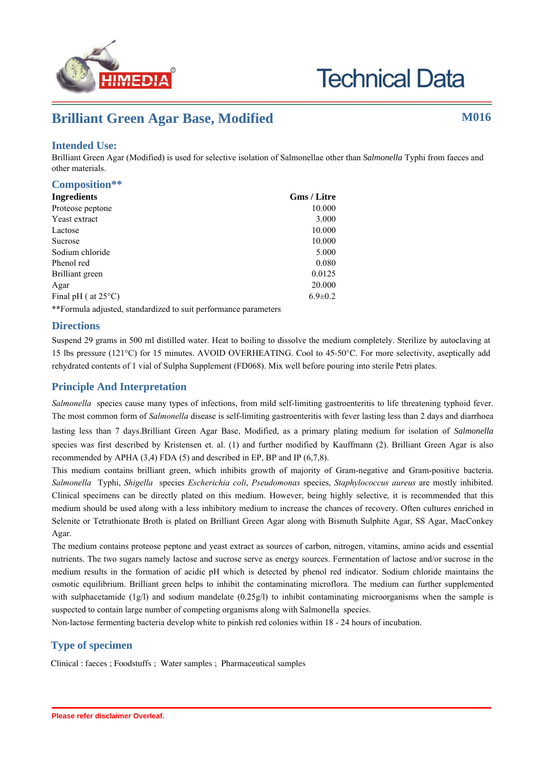# Brilliant Green Agar Base, Modified

**M016**

## Intended Use:

Brilliant Green Agar (Modified) is used for selective isolation of Salmonellae other than *Salmonella* Typhi from faeces and other materials.

## Composition**

| Ingredients | Gms / Litre |
|---|---|
| Proteose peptone | 10.000 |
| Yeast extract | 3.000 |
| Lactose | 10.000 |
| Sucrose | 10.000 |
| Sodium chloride | 5.000 |
| Phenol red | 0.080 |
| Brilliant green | 0.0125 |
| Agar | 20.000 |
| Final pH ( at 25°C) | 6.9±0.2 |

**Formula adjusted, standardized to suit performance parameters

## Directions

Suspend 29 grams in 500 ml distilled water. Heat to boiling to dissolve the medium completely. Sterilize by autoclaving at 15 lbs pressure (121°C) for 15 minutes. AVOID OVERHEATING. Cool to 45-50°C. For more selectivity, aseptically add rehydrated contents of 1 vial of Sulpha Supplement (FD068). Mix well before pouring into sterile Petri plates.

## Principle And Interpretation

*Salmonella* species cause many types of infections, from mild self-limiting gastroenteritis to life threatening typhoid fever. The most common form of *Salmonella* disease is self-limiting gastroenteritis with fever lasting less than 2 days and diarrhoea lasting less than 7 days.Brilliant Green Agar Base, Modified, as a primary plating medium for isolation of *Salmonella* species was first described by Kristensen et. al. (1) and further modified by Kauffmann (2). Brilliant Green Agar is also recommended by APHA (3,4) FDA (5) and described in EP, BP and IP (6,7,8).

This medium contains brilliant green, which inhibits growth of majority of Gram-negative and Gram-positive bacteria. *Salmonella* Typhi, *Shigella* species *Escherichia coli*, *Pseudomonas* species, *Staphylococcus aureus* are mostly inhibited. Clinical specimens can be directly plated on this medium. However, being highly selective, it is recommended that this medium should be used along with a less inhibitory medium to increase the chances of recovery. Often cultures enriched in Selenite or Tetrathionate Broth is plated on Brilliant Green Agar along with Bismuth Sulphite Agar, SS Agar, MacConkey Agar.

The medium contains proteose peptone and yeast extract as sources of carbon, nitrogen, vitamins, amino acids and essential nutrients. The two sugars namely lactose and sucrose serve as energy sources. Fermentation of lactose and/or sucrose in the medium results in the formation of acidic pH which is detected by phenol red indicator. Sodium chloride maintains the osmotic equilibrium. Brilliant green helps to inhibit the contaminating microflora. The medium can further supplemented with sulphacetamide (1g/l) and sodium mandelate (0.25g/l) to inhibit contaminating microorganisms when the sample is suspected to contain large number of competing organisms along with Salmonella species.

Non-lactose fermenting bacteria develop white to pinkish red colonies within 18 - 24 hours of incubation.

## Type of specimen

Clinical : faeces ; Foodstuffs ; Water samples ; Pharmaceutical samples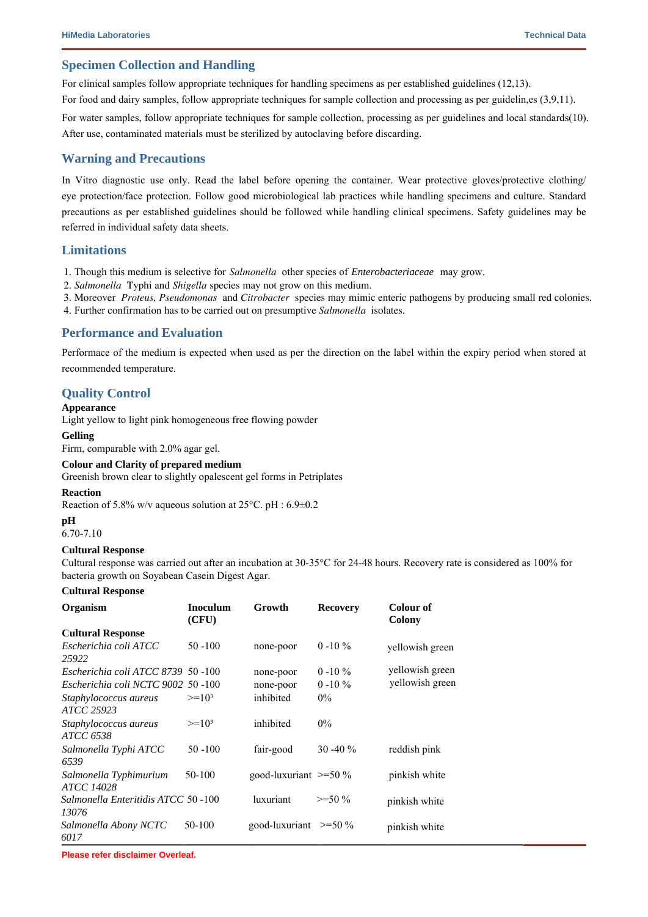## Specimen Collection and Handling

For clinical samples follow appropriate techniques for handling specimens as per established guidelines (12,13).

For food and dairy samples, follow appropriate techniques for sample collection and processing as per guidelin,es (3,9,11).

For water samples, follow appropriate techniques for sample collection, processing as per guidelines and local standards(10). After use, contaminated materials must be sterilized by autoclaving before discarding.

## Warning and Precautions

In Vitro diagnostic use only. Read the label before opening the container. Wear protective gloves/protective clothing/ eye protection/face protection. Follow good microbiological lab practices while handling specimens and culture. Standard precautions as per established guidelines should be followed while handling clinical specimens. Safety guidelines may be referred in individual safety data sheets.

## Limitations

1. Though this medium is selective for *Salmonella* other species of *Enterobacteriaceae* may grow.
2. *Salmonella* Typhi and *Shigella* species may not grow on this medium.
3. Moreover *Proteus, Pseudomonas* and *Citrobacter* species may mimic enteric pathogens by producing small red colonies.
4. Further confirmation has to be carried out on presumptive *Salmonella* isolates.

## Performance and Evaluation

Performace of the medium is expected when used as per the direction on the label within the expiry period when stored at recommended temperature.

## Quality Control

**Appearance**

Light yellow to light pink homogeneous free flowing powder

**Gelling**

Firm, comparable with 2.0% agar gel.

**Colour and Clarity of prepared medium**

Greenish brown clear to slightly opalescent gel forms in Petriplates

**Reaction**

Reaction of 5.8% w/v aqueous solution at 25°C. pH : 6.9±0.2

**pH**

6.70-7.10

**Cultural Response**

Cultural response was carried out after an incubation at 30-35°C for 24-48 hours. Recovery rate is considered as 100% for bacteria growth on Soyabean Casein Digest Agar.

**Cultural Response**

| Organism | Inoculum (CFU) | Growth | Recovery | Colour of Colony |
|---|---|---|---|---|
| **Cultural Response** | | | | |
| *Escherichia coli ATCC 25922* | 50 -100 | none-poor | 0 -10 % | yellowish green |
| *Escherichia coli ATCC 8739* | 50 -100 | none-poor | 0 -10 % | yellowish green |
| *Escherichia coli NCTC 9002* | 50 -100 | none-poor | 0 -10 % | yellowish green |
| *Staphylococcus aureus ATCC 25923* | $>=10^3$ | inhibited | 0% | |
| *Staphylococcus aureus ATCC 6538* | $>=10^3$ | inhibited | 0% | |
| *Salmonella Typhi ATCC 6539* | 50 -100 | fair-good | 30 -40 % | reddish pink |
| *Salmonella Typhimurium ATCC 14028* | 50-100 | good-luxuriant | >=50 % | pinkish white |
| *Salmonella Enteritidis ATCC 13076* | 50 -100 | luxuriant | >=50 % | pinkish white |
| *Salmonella Abony NCTC 6017* | 50-100 | good-luxuriant | >=50 % | pinkish white |

Please refer disclaimer Overleaf.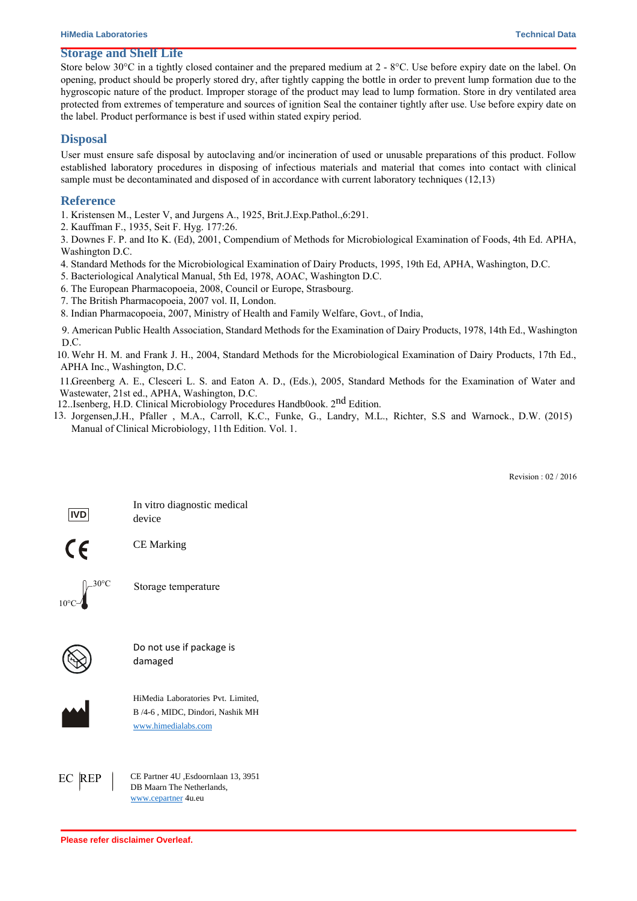## Storage and Shelf Life

Store below 30°C in a tightly closed container and the prepared medium at 2 - 8°C. Use before expiry date on the label. On opening, product should be properly stored dry, after tightly capping the bottle in order to prevent lump formation due to the hygroscopic nature of the product. Improper storage of the product may lead to lump formation. Store in dry ventilated area protected from extremes of temperature and sources of ignition Seal the container tightly after use. Use before expiry date on the label. Product performance is best if used within stated expiry period.

## Disposal

User must ensure safe disposal by autoclaving and/or incineration of used or unusable preparations of this product. Follow established laboratory procedures in disposing of infectious materials and material that comes into contact with clinical sample must be decontaminated and disposed of in accordance with current laboratory techniques (12,13)

## Reference

1. Kristensen M., Lester V, and Jurgens A., 1925, Brit.J.Exp.Pathol.,6:291.
2. Kauffman F., 1935, Seit F. Hyg. 177:26.
3. Downes F. P. and Ito K. (Ed), 2001, Compendium of Methods for Microbiological Examination of Foods, 4th Ed. APHA, Washington D.C.
4. Standard Methods for the Microbiological Examination of Dairy Products, 1995, 19th Ed, APHA, Washington, D.C.
5. Bacteriological Analytical Manual, 5th Ed, 1978, AOAC, Washington D.C.
6. The European Pharmacopoeia, 2008, Council or Europe, Strasbourg.
7. The British Pharmacopoeia, 2007 vol. II, London.
8. Indian Pharmacopoeia, 2007, Ministry of Health and Family Welfare, Govt., of India,
9. American Public Health Association, Standard Methods for the Examination of Dairy Products, 1978, 14th Ed., Washington D.C.
10. Wehr H. M. and Frank J. H., 2004, Standard Methods for the Microbiological Examination of Dairy Products, 17th Ed., APHA Inc., Washington, D.C.
11. Greenberg A. E., Clesceri L. S. and Eaton A. D., (Eds.), 2005, Standard Methods for the Examination of Water and Wastewater, 21st ed., APHA, Washington, D.C.
12. Isenberg, H.D. Clinical Microbiology Procedures Handb0ook. 2nd Edition.
13. Jorgensen,J.H., Pfaller , M.A., Carroll, K.C., Funke, G., Landry, M.L., Richter, S.S and Warnock., D.W. (2015) Manual of Clinical Microbiology, 11th Edition. Vol. 1.

Revision : 02 / 2016

IVD — In vitro diagnostic medical device

CE — CE Marking

10°C – 30°C — Storage temperature

Do not use if package is damaged

HiMedia Laboratories Pvt. Limited, B /4-6 , MIDC, Dindori, Nashik MH www.himedialabs.com

EC REP — CE Partner 4U ,Esdoornlaan 13, 3951 DB Maarn The Netherlands, www.cepartner 4u.eu

**Please refer disclaimer Overleaf.**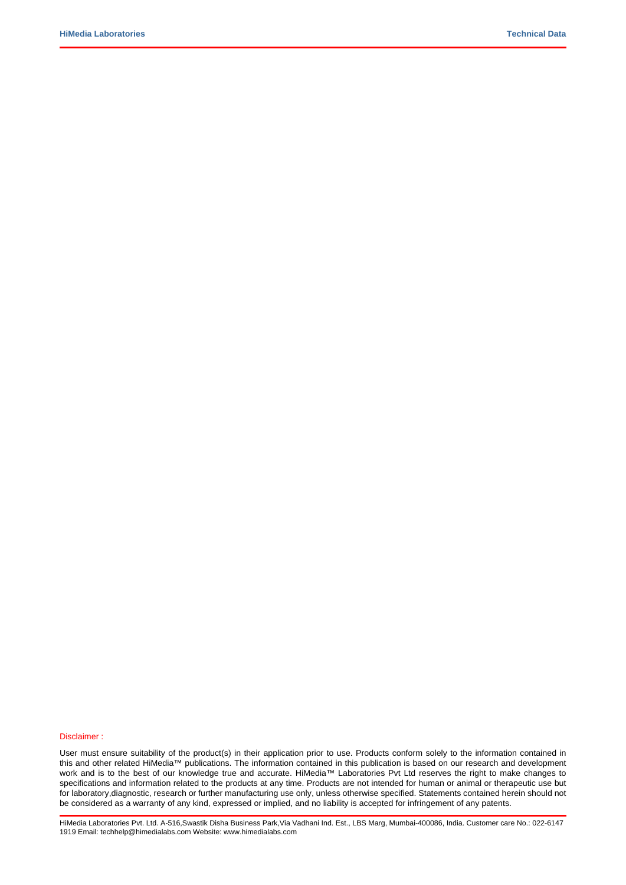Disclaimer :

User must ensure suitability of the product(s) in their application prior to use. Products conform solely to the information contained in this and other related HiMedia™ publications. The information contained in this publication is based on our research and development work and is to the best of our knowledge true and accurate. HiMedia™ Laboratories Pvt Ltd reserves the right to make changes to specifications and information related to the products at any time. Products are not intended for human or animal or therapeutic use but for laboratory,diagnostic, research or further manufacturing use only, unless otherwise specified. Statements contained herein should not be considered as a warranty of any kind, expressed or implied, and no liability is accepted for infringement of any patents.

HiMedia Laboratories Pvt. Ltd. A-516,Swastik Disha Business Park,Via Vadhani Ind. Est., LBS Marg, Mumbai-400086, India. Customer care No.: 022-6147 1919 Email: techhelp@himedialabs.com Website: www.himedialabs.com